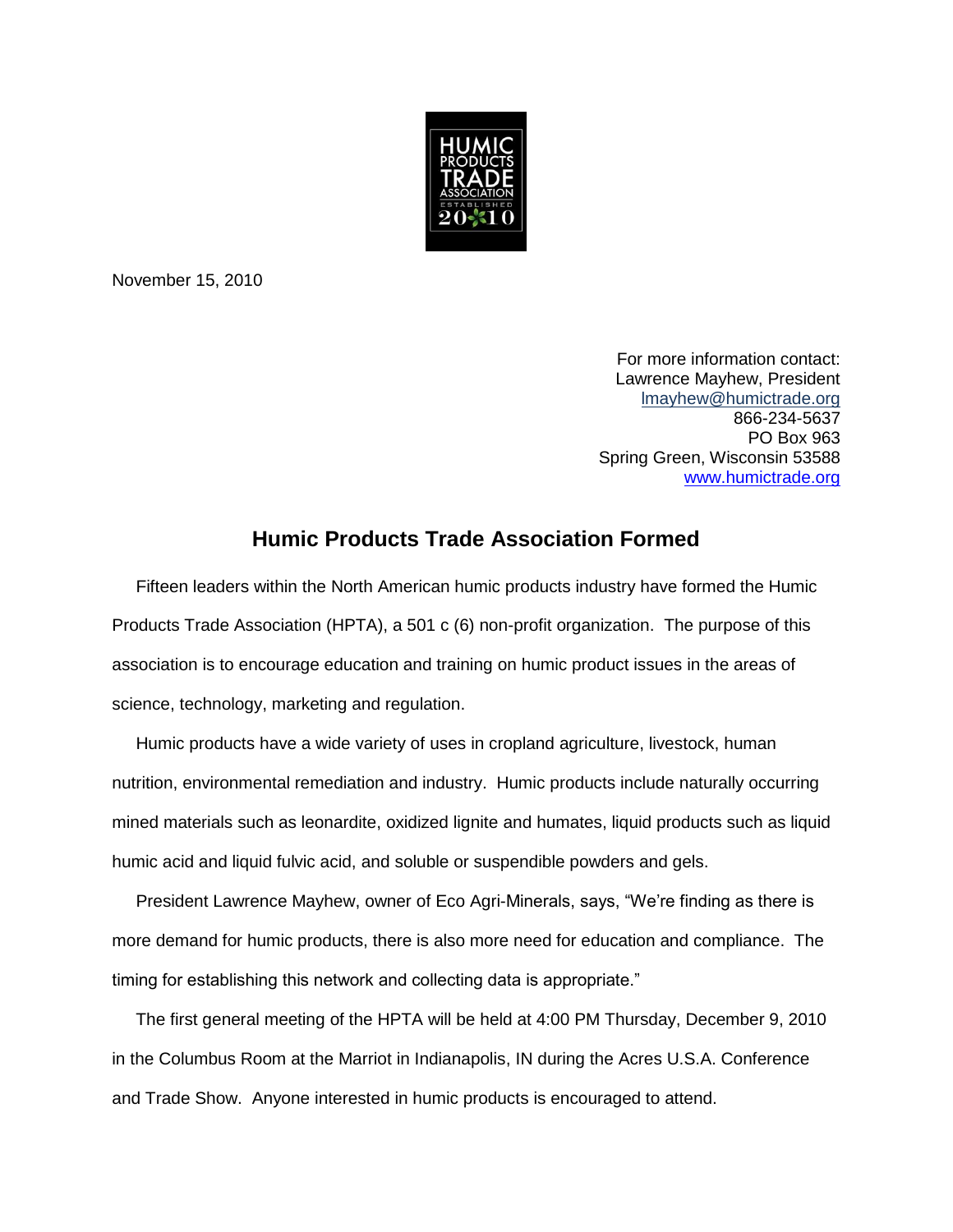November 15, 2010

For more information contact:
Lawrence Mayhew, President
lmayhew@humictrade.org
866-234-5637
PO Box 963
Spring Green, Wisconsin 53588
www.humictrade.org

## Humic Products Trade Association Formed

Fifteen leaders within the North American humic products industry have formed the Humic Products Trade Association (HPTA), a 501 c (6) non-profit organization. The purpose of this association is to encourage education and training on humic product issues in the areas of science, technology, marketing and regulation.

Humic products have a wide variety of uses in cropland agriculture, livestock, human nutrition, environmental remediation and industry. Humic products include naturally occurring mined materials such as leonardite, oxidized lignite and humates, liquid products such as liquid humic acid and liquid fulvic acid, and soluble or suspendible powders and gels.

President Lawrence Mayhew, owner of Eco Agri-Minerals, says, “We’re finding as there is more demand for humic products, there is also more need for education and compliance. The timing for establishing this network and collecting data is appropriate.”

The first general meeting of the HPTA will be held at 4:00 PM Thursday, December 9, 2010 in the Columbus Room at the Marriot in Indianapolis, IN during the Acres U.S.A. Conference and Trade Show. Anyone interested in humic products is encouraged to attend.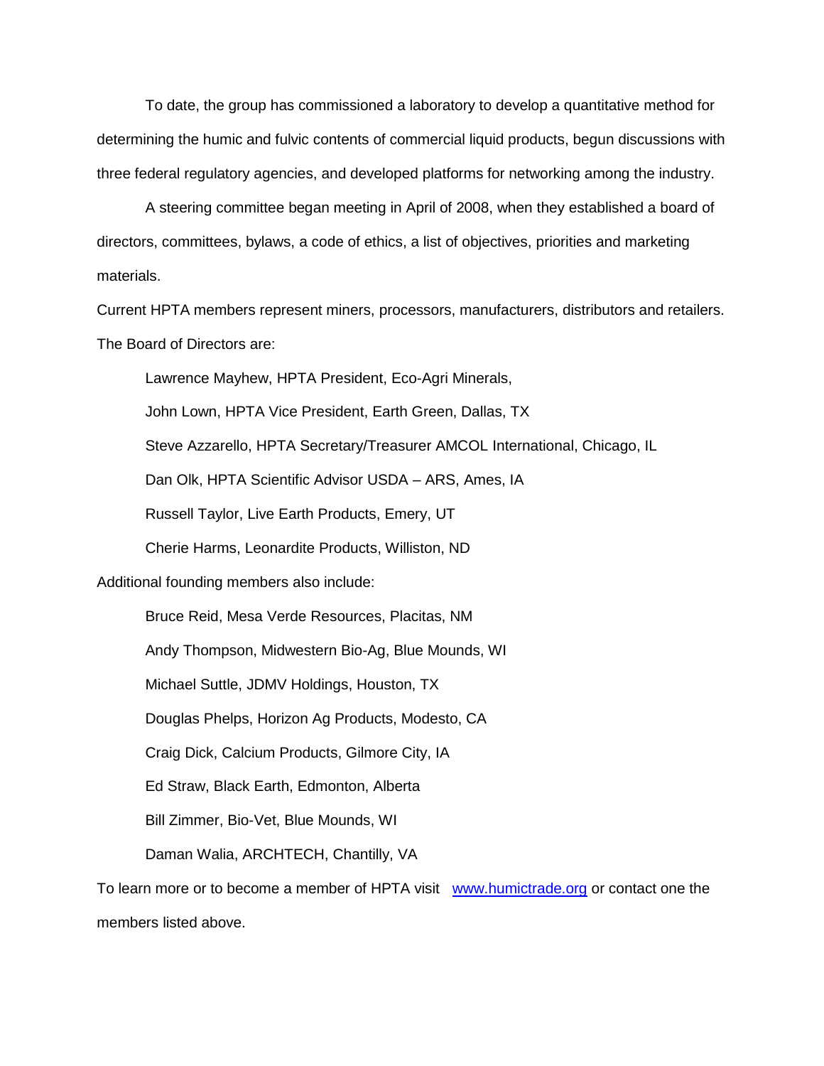To date, the group has commissioned a laboratory to develop a quantitative method for determining the humic and fulvic contents of commercial liquid products, begun discussions with three federal regulatory agencies, and developed platforms for networking among the industry.

A steering committee began meeting in April of 2008, when they established a board of directors, committees, bylaws, a code of ethics, a list of objectives, priorities and marketing materials.

Current HPTA members represent miners, processors, manufacturers, distributors and retailers. The Board of Directors are:

Lawrence Mayhew, HPTA President, Eco-Agri Minerals,

John Lown, HPTA Vice President, Earth Green, Dallas, TX

Steve Azzarello, HPTA Secretary/Treasurer AMCOL International, Chicago, IL

Dan Olk, HPTA Scientific Advisor USDA – ARS, Ames, IA

Russell Taylor, Live Earth Products, Emery, UT

Cherie Harms, Leonardite Products, Williston, ND

Additional founding members also include:

Bruce Reid, Mesa Verde Resources, Placitas, NM

Andy Thompson, Midwestern Bio-Ag, Blue Mounds, WI

Michael Suttle, JDMV Holdings, Houston, TX

Douglas Phelps, Horizon Ag Products, Modesto, CA

Craig Dick, Calcium Products, Gilmore City, IA

Ed Straw, Black Earth, Edmonton, Alberta

Bill Zimmer, Bio-Vet, Blue Mounds, WI

Daman Walia, ARCHTECH, Chantilly, VA

To learn more or to become a member of HPTA visit [www.humictrade.org](http://www.humictrade.org) or contact one the members listed above.